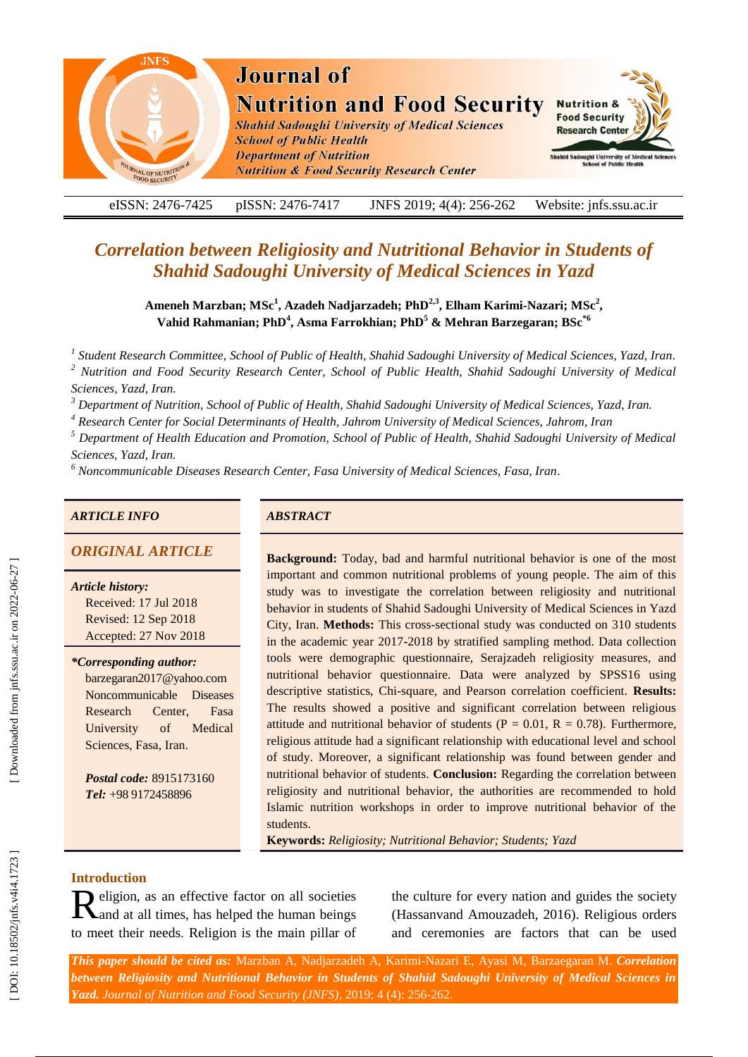# Correlation between Religiosity and Nutritional Behavior in Students of Shahid Sadoughi University of Medical Sciences in Yazd

**Ameneh Marzban; MSc[1], Azadeh Nadjarzadeh; PhD[2,3], Elham Karimi-Nazari; MSc[2], Vahid Rahmanian; PhD[4], Asma Farrokhian; PhD[5] & Mehran Barzegaran; BSc[*6]**

[1] *Student Research Committee, School of Public of Health, Shahid Sadoughi University of Medical Sciences, Yazd, Iran.*
[2] *Nutrition and Food Security Research Center, School of Public Health, Shahid Sadoughi University of Medical Sciences, Yazd, Iran.*
[3] *Department of Nutrition, School of Public of Health, Shahid Sadoughi University of Medical Sciences, Yazd, Iran.*
[4] *Research Center for Social Determinants of Health, Jahrom University of Medical Sciences, Jahrom, Iran*
[5] *Department of Health Education and Promotion, School of Public of Health, Shahid Sadoughi University of Medical Sciences, Yazd, Iran.*
[6] *Noncommunicable Diseases Research Center, Fasa University of Medical Sciences, Fasa, Iran.*

## ARTICLE INFO

*ORIGINAL ARTICLE*

***Article history:***
Received: 17 Jul 2018
Revised: 12 Sep 2018
Accepted: 27 Nov 2018

***\*Corresponding author:***
barzegaran2017@yahoo.com
Noncommunicable Diseases Research Center, Fasa University of Medical Sciences, Fasa, Iran.

***Postal code:*** 8915173160
***Tel:*** +98 9172458896

## ABSTRACT

**Background:** Today, bad and harmful nutritional behavior is one of the most important and common nutritional problems of young people. The aim of this study was to investigate the correlation between religiosity and nutritional behavior in students of Shahid Sadoughi University of Medical Sciences in Yazd City, Iran. **Methods:** This cross-sectional study was conducted on 310 students in the academic year 2017-2018 by stratified sampling method. Data collection tools were demographic questionnaire, Serajzadeh religiosity measures, and nutritional behavior questionnaire. Data were analyzed by SPSS16 using descriptive statistics, Chi-square, and Pearson correlation coefficient. **Results:** The results showed a positive and significant correlation between religious attitude and nutritional behavior of students ($P = 0.01$, $R = 0.78$). Furthermore, religious attitude had a significant relationship with educational level and school of study. Moreover, a significant relationship was found between gender and nutritional behavior of students. **Conclusion:** Regarding the correlation between religiosity and nutritional behavior, the authorities are recommended to hold Islamic nutrition workshops in order to improve nutritional behavior of the students.

**Keywords:** *Religiosity; Nutritional Behavior; Students; Yazd*

## Introduction

Religion, as an effective factor on all societies and at all times, has helped the human beings to meet their needs. Religion is the main pillar of the culture for every nation and guides the society (Hassanvand Amouzadeh, 2016). Religious orders and ceremonies are factors that can be used

***This paper should be cited as:*** Marzban A, Nadjarzadeh A, Karimi-Nazari E, Ayasi M, Barzaegaran M. ***Correlation between Religiosity and Nutritional Behavior in Students of Shahid Sadoughi University of Medical Sciences in Yazd.*** *Journal of Nutrition and Food Security (JNFS)*, 2019; 4 (4): 256-262.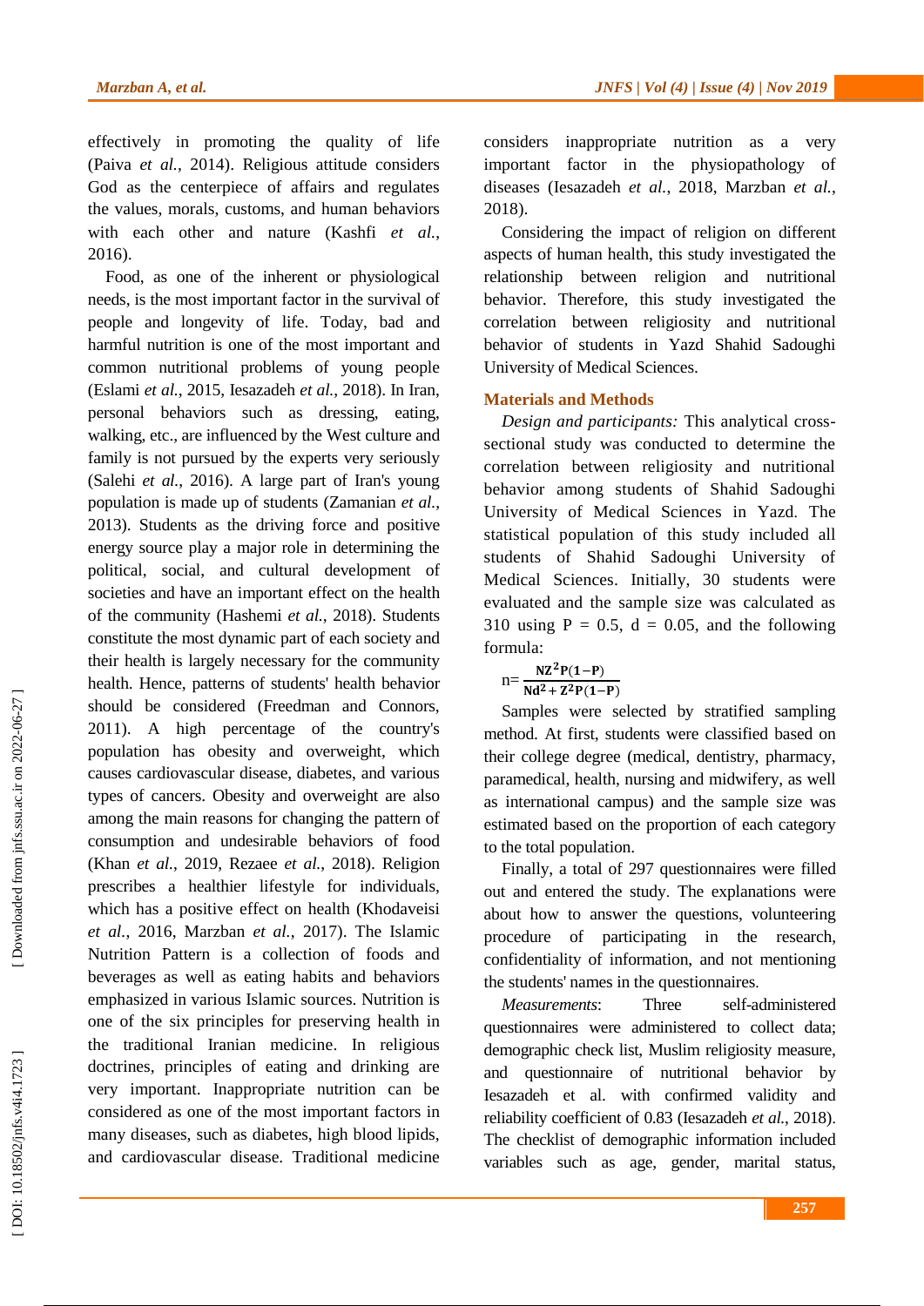effectively in promoting the quality of life (Paiva *et al.*, 2014). Religious attitude considers God as the centerpiece of affairs and regulates the values, morals, customs, and human behaviors with each other and nature (Kashfi *et al.*, 2016).

Food, as one of the inherent or physiological needs, is the most important factor in the survival of people and longevity of life. Today, bad and harmful nutrition is one of the most important and common nutritional problems of young people (Eslami *et al.*, 2015, Iesazadeh *et al.*, 2018). In Iran, personal behaviors such as dressing, eating, walking, etc., are influenced by the West culture and family is not pursued by the experts very seriously (Salehi *et al.*, 2016). A large part of Iran's young population is made up of students (Zamanian *et al.*, 2013). Students as the driving force and positive energy source play a major role in determining the political, social, and cultural development of societies and have an important effect on the health of the community (Hashemi *et al.*, 2018). Students constitute the most dynamic part of each society and their health is largely necessary for the community health. Hence, patterns of students' health behavior should be considered (Freedman and Connors, 2011). A high percentage of the country's population has obesity and overweight, which causes cardiovascular disease, diabetes, and various types of cancers. Obesity and overweight are also among the main reasons for changing the pattern of consumption and undesirable behaviors of food (Khan *et al.*, 2019, Rezaee *et al.*, 2018). Religion prescribes a healthier lifestyle for individuals, which has a positive effect on health (Khodaveisi *et al.*, 2016, Marzban *et al.*, 2017). The Islamic Nutrition Pattern is a collection of foods and beverages as well as eating habits and behaviors emphasized in various Islamic sources. Nutrition is one of the six principles for preserving health in the traditional Iranian medicine. In religious doctrines, principles of eating and drinking are very important. Inappropriate nutrition can be considered as one of the most important factors in many diseases, such as diabetes, high blood lipids, and cardiovascular disease. Traditional medicine considers inappropriate nutrition as a very important factor in the physiopathology of diseases (Iesazadeh *et al.*, 2018, Marzban *et al.*, 2018).

Considering the impact of religion on different aspects of human health, this study investigated the relationship between religion and nutritional behavior. Therefore, this study investigated the correlation between religiosity and nutritional behavior of students in Yazd Shahid Sadoughi University of Medical Sciences.

## Materials and Methods

*Design and participants:* This analytical cross-sectional study was conducted to determine the correlation between religiosity and nutritional behavior among students of Shahid Sadoughi University of Medical Sciences in Yazd. The statistical population of this study included all students of Shahid Sadoughi University of Medical Sciences. Initially, 30 students were evaluated and the sample size was calculated as 310 using P = 0.5, d = 0.05, and the following formula:

$$n = \frac{NZ^2P(1-P)}{Nd^2 + Z^2P(1-P)}$$

Samples were selected by stratified sampling method. At first, students were classified based on their college degree (medical, dentistry, pharmacy, paramedical, health, nursing and midwifery, as well as international campus) and the sample size was estimated based on the proportion of each category to the total population.

Finally, a total of 297 questionnaires were filled out and entered the study. The explanations were about how to answer the questions, volunteering procedure of participating in the research, confidentiality of information, and not mentioning the students' names in the questionnaires.

*Measurements*: Three self-administered questionnaires were administered to collect data; demographic check list, Muslim religiosity measure, and questionnaire of nutritional behavior by Iesazadeh et al. with confirmed validity and reliability coefficient of 0.83 (Iesazadeh *et al.*, 2018). The checklist of demographic information included variables such as age, gender, marital status,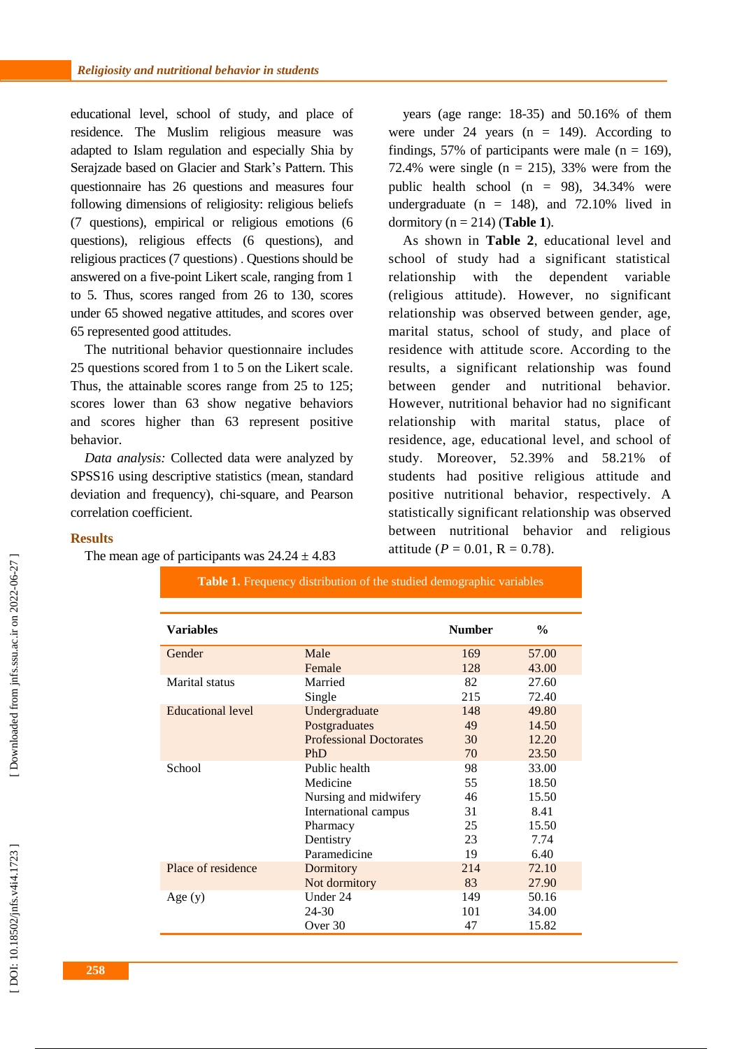educational level, school of study, and place of residence. The Muslim religious measure was adapted to Islam regulation and especially Shia by Serajzade based on Glacier and Stark's Pattern. This questionnaire has 26 questions and measures four following dimensions of religiosity: religious beliefs (7 questions), empirical or religious emotions (6 questions), religious effects (6 questions), and religious practices (7 questions) . Questions should be answered on a five-point Likert scale, ranging from 1 to 5. Thus, scores ranged from 26 to 130, scores under 65 showed negative attitudes, and scores over 65 represented good attitudes.

The nutritional behavior questionnaire includes 25 questions scored from 1 to 5 on the Likert scale. Thus, the attainable scores range from 25 to 125; scores lower than 63 show negative behaviors and scores higher than 63 represent positive behavior.

*Data analysis:* Collected data were analyzed by SPSS16 using descriptive statistics (mean, standard deviation and frequency), chi-square, and Pearson correlation coefficient.

## Results

The mean age of participants was 24.24 ± 4.83 years (age range: 18-35) and 50.16% of them were under 24 years (n = 149). According to findings, 57% of participants were male (n = 169), 72.4% were single (n = 215), 33% were from the public health school (n = 98), 34.34% were undergraduate (n = 148), and 72.10% lived in dormitory (n = 214) (**Table 1**).

As shown in **Table 2**, educational level and school of study had a significant statistical relationship with the dependent variable (religious attitude). However, no significant relationship was observed between gender, age, marital status, school of study, and place of residence with attitude score. According to the results, a significant relationship was found between gender and nutritional behavior. However, nutritional behavior had no significant relationship with marital status, place of residence, age, educational level, and school of study. Moreover, 52.39% and 58.21% of students had positive religious attitude and positive nutritional behavior, respectively. A statistically significant relationship was observed between nutritional behavior and religious attitude ($P$ = 0.01, R = 0.78).

**Table 1.** Frequency distribution of the studied demographic variables

| Variables | | Number | % |
|---|---|---|---|
| Gender | Male | 169 | 57.00 |
| | Female | 128 | 43.00 |
| Marital status | Married | 82 | 27.60 |
| | Single | 215 | 72.40 |
| Educational level | Undergraduate | 148 | 49.80 |
| | Postgraduates | 49 | 14.50 |
| | Professional Doctorates | 30 | 12.20 |
| | PhD | 70 | 23.50 |
| School | Public health | 98 | 33.00 |
| | Medicine | 55 | 18.50 |
| | Nursing and midwifery | 46 | 15.50 |
| | International campus | 31 | 8.41 |
| | Pharmacy | 25 | 15.50 |
| | Dentistry | 23 | 7.74 |
| | Paramedicine | 19 | 6.40 |
| Place of residence | Dormitory | 214 | 72.10 |
| | Not dormitory | 83 | 27.90 |
| Age (y) | Under 24 | 149 | 50.16 |
| | 24-30 | 101 | 34.00 |
| | Over 30 | 47 | 15.82 |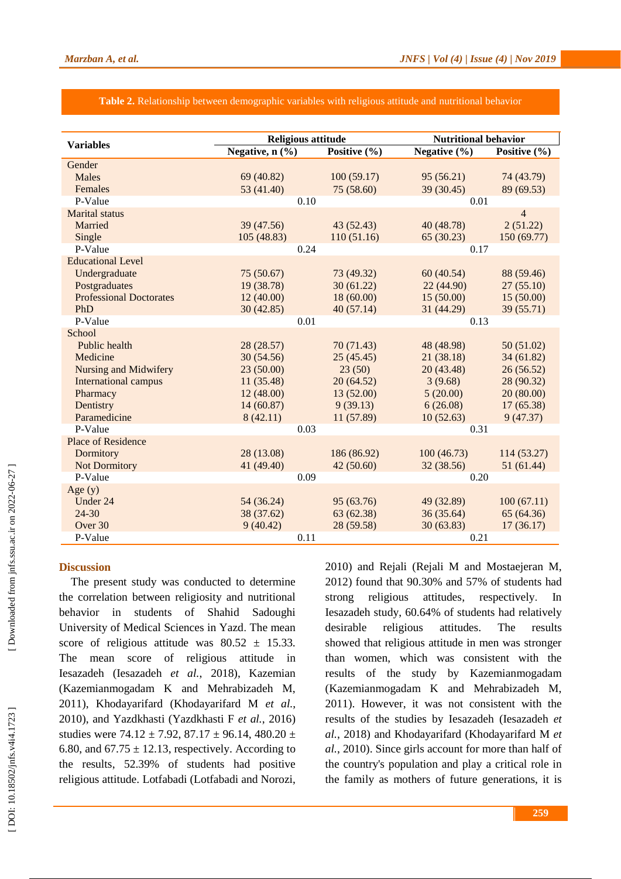**Table 2.** Relationship between demographic variables with religious attitude and nutritional behavior

| Variables | Religious attitude | | Nutritional behavior | |
|---|---|---|---|---|
| | Negative, n (%) | Positive (%) | Negative (%) | Positive (%) |
| Gender | | | | |
| Males | 69 (40.82) | 100 (59.17) | 95 (56.21) | 74 (43.79) |
| Females | 53 (41.40) | 75 (58.60) | 39 (30.45) | 89 (69.53) |
| P-Value | 0.10 | | 0.01 | |
| Marital status | | | | 4 |
| Married | 39 (47.56) | 43 (52.43) | 40 (48.78) | 2 (51.22) |
| Single | 105 (48.83) | 110 (51.16) | 65 (30.23) | 150 (69.77) |
| P-Value | 0.24 | | 0.17 | |
| Educational Level | | | | |
| Undergraduate | 75 (50.67) | 73 (49.32) | 60 (40.54) | 88 (59.46) |
| Postgraduates | 19 (38.78) | 30 (61.22) | 22 (44.90) | 27 (55.10) |
| Professional Doctorates | 12 (40.00) | 18 (60.00) | 15 (50.00) | 15 (50.00) |
| PhD | 30 (42.85) | 40 (57.14) | 31 (44.29) | 39 (55.71) |
| P-Value | 0.01 | | 0.13 | |
| School | | | | |
| Public health | 28 (28.57) | 70 (71.43) | 48 (48.98) | 50 (51.02) |
| Medicine | 30 (54.56) | 25 (45.45) | 21 (38.18) | 34 (61.82) |
| Nursing and Midwifery | 23 (50.00) | 23 (50) | 20 (43.48) | 26 (56.52) |
| International campus | 11 (35.48) | 20 (64.52) | 3 (9.68) | 28 (90.32) |
| Pharmacy | 12 (48.00) | 13 (52.00) | 5 (20.00) | 20 (80.00) |
| Dentistry | 14 (60.87) | 9 (39.13) | 6 (26.08) | 17 (65.38) |
| Paramedicine | 8 (42.11) | 11 (57.89) | 10 (52.63) | 9 (47.37) |
| P-Value | 0.03 | | 0.31 | |
| Place of Residence | | | | |
| Dormitory | 28 (13.08) | 186 (86.92) | 100 (46.73) | 114 (53.27) |
| Not Dormitory | 41 (49.40) | 42 (50.60) | 32 (38.56) | 51 (61.44) |
| P-Value | 0.09 | | 0.20 | |
| Age (y) | | | | |
| Under 24 | 54 (36.24) | 95 (63.76) | 49 (32.89) | 100 (67.11) |
| 24-30 | 38 (37.62) | 63 (62.38) | 36 (35.64) | 65 (64.36) |
| Over 30 | 9 (40.42) | 28 (59.58) | 30 (63.83) | 17 (36.17) |
| P-Value | 0.11 | | 0.21 | |

## Discussion

The present study was conducted to determine the correlation between religiosity and nutritional behavior in students of Shahid Sadoughi University of Medical Sciences in Yazd. The mean score of religious attitude was 80.52 ± 15.33. The mean score of religious attitude in Iesazadeh (Iesazadeh *et al.*, 2018), Kazemian (Kazemianmogadam K and Mehrabizadeh M, 2011), Khodayarifard (Khodayarifard M *et al.*, 2010), and Yazdkhasti (Yazdkhasti F *et al.*, 2016) studies were 74.12 ± 7.92, 87.17 ± 96.14, 480.20 ± 6.80, and 67.75 ± 12.13, respectively. According to the results, 52.39% of students had positive religious attitude. Lotfabadi (Lotfabadi and Norozi, 2010) and Rejali (Rejali M and Mostaejeran M, 2012) found that 90.30% and 57% of students had strong religious attitudes, respectively. In Iesazadeh study, 60.64% of students had relatively desirable religious attitudes. The results showed that religious attitude in men was stronger than women, which was consistent with the results of the study by Kazemianmogadam (Kazemianmogadam K and Mehrabizadeh M, 2011). However, it was not consistent with the results of the studies by Iesazadeh (Iesazadeh *et al.*, 2018) and Khodayarifard (Khodayarifard M *et al.*, 2010). Since girls account for more than half of the country's population and play a critical role in the family as mothers of future generations, it is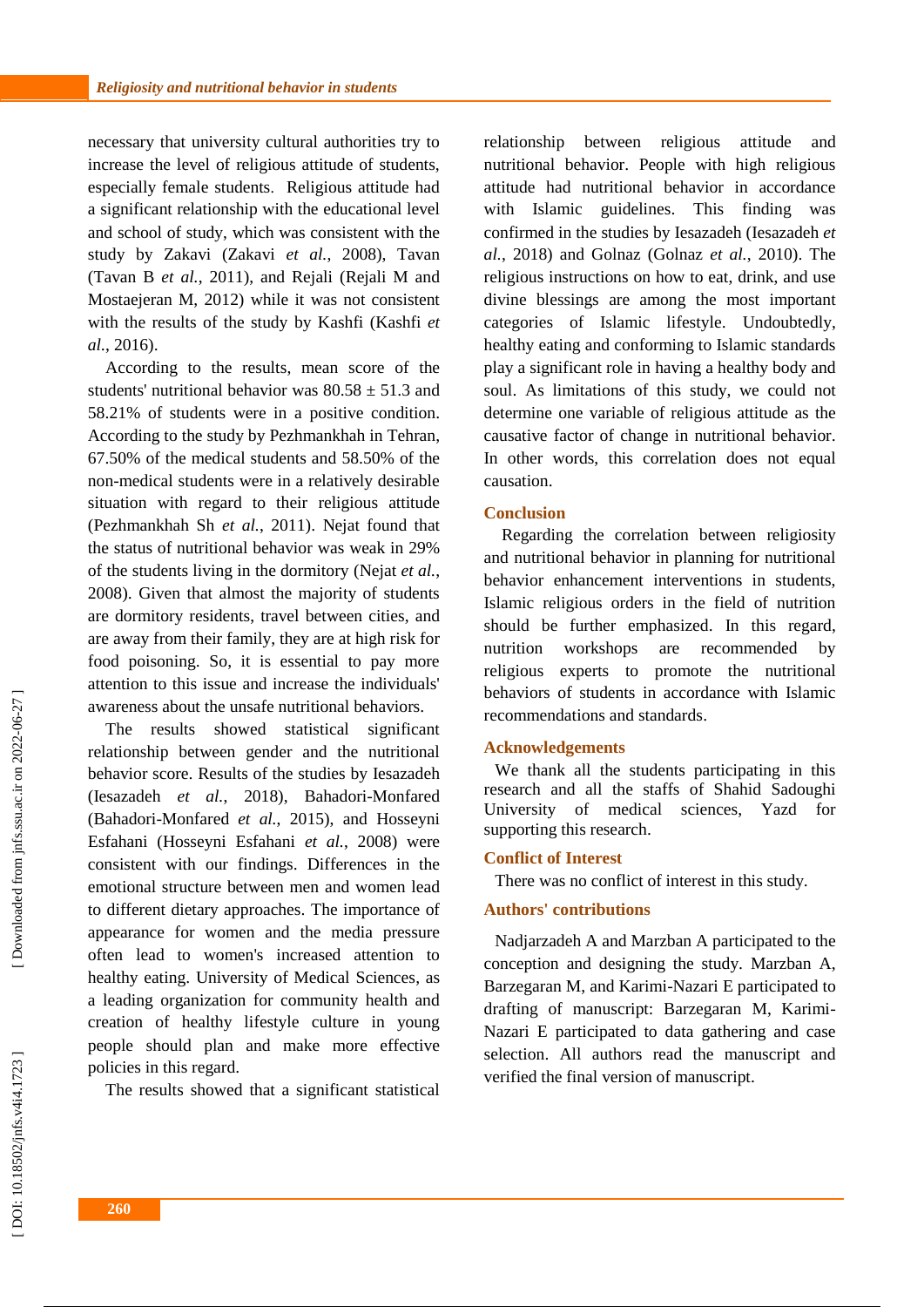necessary that university cultural authorities try to increase the level of religious attitude of students, especially female students. Religious attitude had a significant relationship with the educational level and school of study, which was consistent with the study by Zakavi (Zakavi *et al.*, 2008), Tavan (Tavan B *et al.*, 2011), and Rejali (Rejali M and Mostaejeran M, 2012) while it was not consistent with the results of the study by Kashfi (Kashfi *et al.*, 2016).

According to the results, mean score of the students' nutritional behavior was 80.58 ± 51.3 and 58.21% of students were in a positive condition. According to the study by Pezhmankhah in Tehran, 67.50% of the medical students and 58.50% of the non-medical students were in a relatively desirable situation with regard to their religious attitude (Pezhmankhah Sh *et al.*, 2011). Nejat found that the status of nutritional behavior was weak in 29% of the students living in the dormitory (Nejat *et al.*, 2008). Given that almost the majority of students are dormitory residents, travel between cities, and are away from their family, they are at high risk for food poisoning. So, it is essential to pay more attention to this issue and increase the individuals' awareness about the unsafe nutritional behaviors.

The results showed statistical significant relationship between gender and the nutritional behavior score. Results of the studies by Iesazadeh (Iesazadeh *et al.*, 2018), Bahadori-Monfared (Bahadori-Monfared *et al.*, 2015), and Hosseyni Esfahani (Hosseyni Esfahani *et al.*, 2008) were consistent with our findings. Differences in the emotional structure between men and women lead to different dietary approaches. The importance of appearance for women and the media pressure often lead to women's increased attention to healthy eating. University of Medical Sciences, as a leading organization for community health and creation of healthy lifestyle culture in young people should plan and make more effective policies in this regard.

The results showed that a significant statistical relationship between religious attitude and nutritional behavior. People with high religious attitude had nutritional behavior in accordance with Islamic guidelines. This finding was confirmed in the studies by Iesazadeh (Iesazadeh *et al.*, 2018) and Golnaz (Golnaz *et al.*, 2010). The religious instructions on how to eat, drink, and use divine blessings are among the most important categories of Islamic lifestyle. Undoubtedly, healthy eating and conforming to Islamic standards play a significant role in having a healthy body and soul. As limitations of this study, we could not determine one variable of religious attitude as the causative factor of change in nutritional behavior. In other words, this correlation does not equal causation.

## Conclusion

Regarding the correlation between religiosity and nutritional behavior in planning for nutritional behavior enhancement interventions in students, Islamic religious orders in the field of nutrition should be further emphasized. In this regard, nutrition workshops are recommended by religious experts to promote the nutritional behaviors of students in accordance with Islamic recommendations and standards.

## Acknowledgements

We thank all the students participating in this research and all the staffs of Shahid Sadoughi University of medical sciences, Yazd for supporting this research.

## Conflict of Interest

There was no conflict of interest in this study.

## Authors' contributions

Nadjarzadeh A and Marzban A participated to the conception and designing the study. Marzban A, Barzegaran M, and Karimi-Nazari E participated to drafting of manuscript: Barzegaran M, Karimi-Nazari E participated to data gathering and case selection. All authors read the manuscript and verified the final version of manuscript.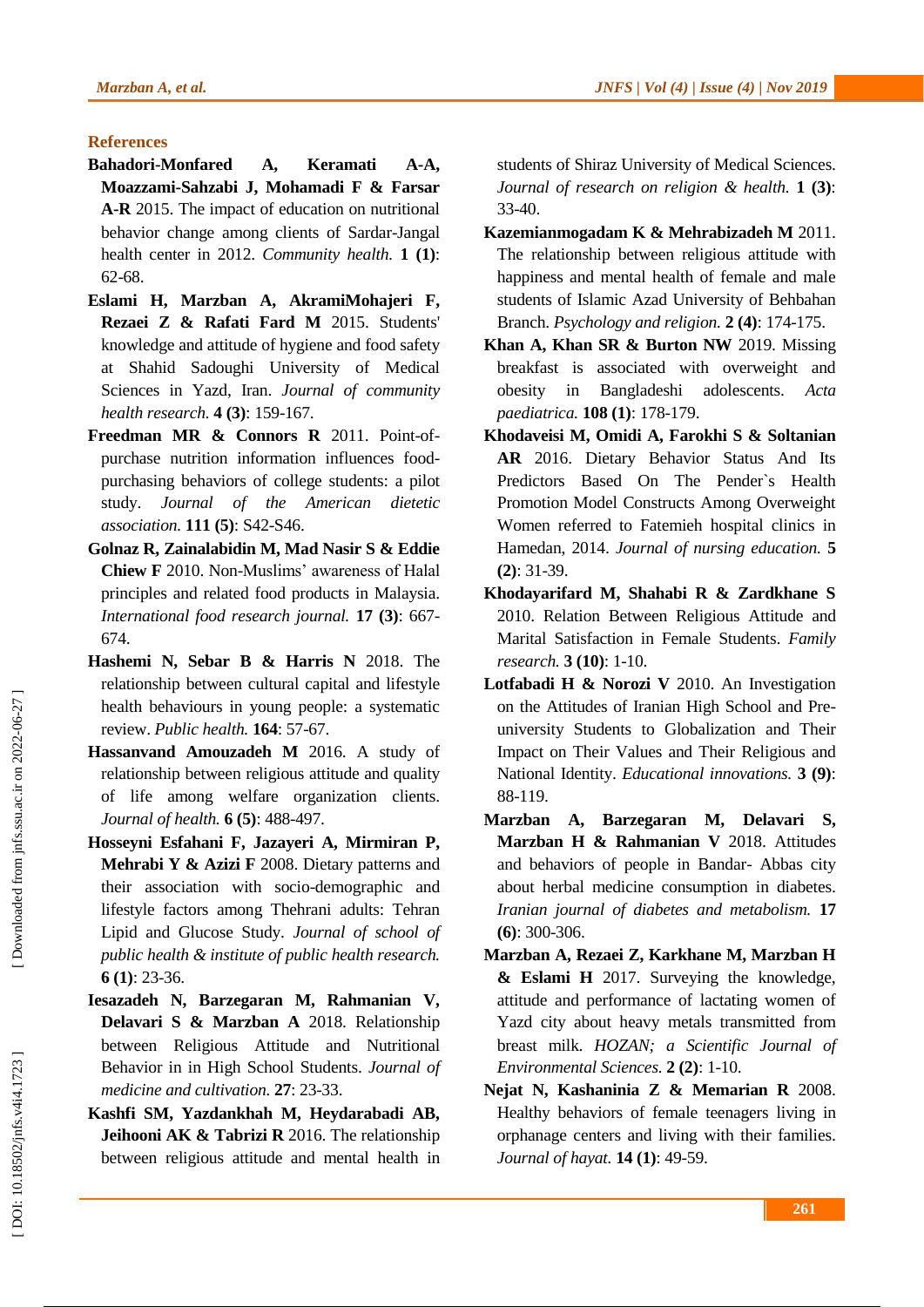## References

**Bahadori-Monfared A, Keramati A-A, Moazzami-Sahzabi J, Mohamadi F & Farsar A-R** 2015. The impact of education on nutritional behavior change among clients of Sardar-Jangal health center in 2012. *Community health.* **1 (1)**: 62-68.

**Eslami H, Marzban A, AkramiMohajeri F, Rezaei Z & Rafati Fard M** 2015. Students' knowledge and attitude of hygiene and food safety at Shahid Sadoughi University of Medical Sciences in Yazd, Iran. *Journal of community health research.* **4 (3)**: 159-167.

**Freedman MR & Connors R** 2011. Point-of-purchase nutrition information influences food-purchasing behaviors of college students: a pilot study. *Journal of the American dietetic association.* **111 (5)**: S42-S46.

**Golnaz R, Zainalabidin M, Mad Nasir S & Eddie Chiew F** 2010. Non-Muslims' awareness of Halal principles and related food products in Malaysia. *International food research journal.* **17 (3)**: 667-674.

**Hashemi N, Sebar B & Harris N** 2018. The relationship between cultural capital and lifestyle health behaviours in young people: a systematic review. *Public health.* **164**: 57-67.

**Hassanvand Amouzadeh M** 2016. A study of relationship between religious attitude and quality of life among welfare organization clients. *Journal of health.* **6 (5)**: 488-497.

**Hosseyni Esfahani F, Jazayeri A, Mirmiran P, Mehrabi Y & Azizi F** 2008. Dietary patterns and their association with socio-demographic and lifestyle factors among Thehrani adults: Tehran Lipid and Glucose Study. *Journal of school of public health & institute of public health research.* **6 (1)**: 23-36.

**Iesazadeh N, Barzegaran M, Rahmanian V, Delavari S & Marzban A** 2018. Relationship between Religious Attitude and Nutritional Behavior in in High School Students. *Journal of medicine and cultivation.* **27**: 23-33.

**Kashfi SM, Yazdankhah M, Heydarabadi AB, Jeihooni AK & Tabrizi R** 2016. The relationship between religious attitude and mental health in students of Shiraz University of Medical Sciences. *Journal of research on religion & health.* **1 (3)**: 33-40.

**Kazemianmogadam K & Mehrabizadeh M** 2011. The relationship between religious attitude with happiness and mental health of female and male students of Islamic Azad University of Behbahan Branch. *Psychology and religion.* **2 (4)**: 174-175.

**Khan A, Khan SR & Burton NW** 2019. Missing breakfast is associated with overweight and obesity in Bangladeshi adolescents. *Acta paediatrica.* **108 (1)**: 178-179.

**Khodaveisi M, Omidi A, Farokhi S & Soltanian AR** 2016. Dietary Behavior Status And Its Predictors Based On The Pender`s Health Promotion Model Constructs Among Overweight Women referred to Fatemieh hospital clinics in Hamedan, 2014. *Journal of nursing education.* **5 (2)**: 31-39.

**Khodayarifard M, Shahabi R & Zardkhane S** 2010. Relation Between Religious Attitude and Marital Satisfaction in Female Students. *Family research.* **3 (10)**: 1-10.

**Lotfabadi H & Norozi V** 2010. An Investigation on the Attitudes of Iranian High School and Pre-university Students to Globalization and Their Impact on Their Values and Their Religious and National Identity. *Educational innovations.* **3 (9)**: 88-119.

**Marzban A, Barzegaran M, Delavari S, Marzban H & Rahmanian V** 2018. Attitudes and behaviors of people in Bandar- Abbas city about herbal medicine consumption in diabetes. *Iranian journal of diabetes and metabolism.* **17 (6)**: 300-306.

**Marzban A, Rezaei Z, Karkhane M, Marzban H & Eslami H** 2017. Surveying the knowledge, attitude and performance of lactating women of Yazd city about heavy metals transmitted from breast milk. *HOZAN; a Scientific Journal of Environmental Sciences.* **2 (2)**: 1-10.

**Nejat N, Kashaninia Z & Memarian R** 2008. Healthy behaviors of female teenagers living in orphanage centers and living with their families. *Journal of hayat.* **14 (1)**: 49-59.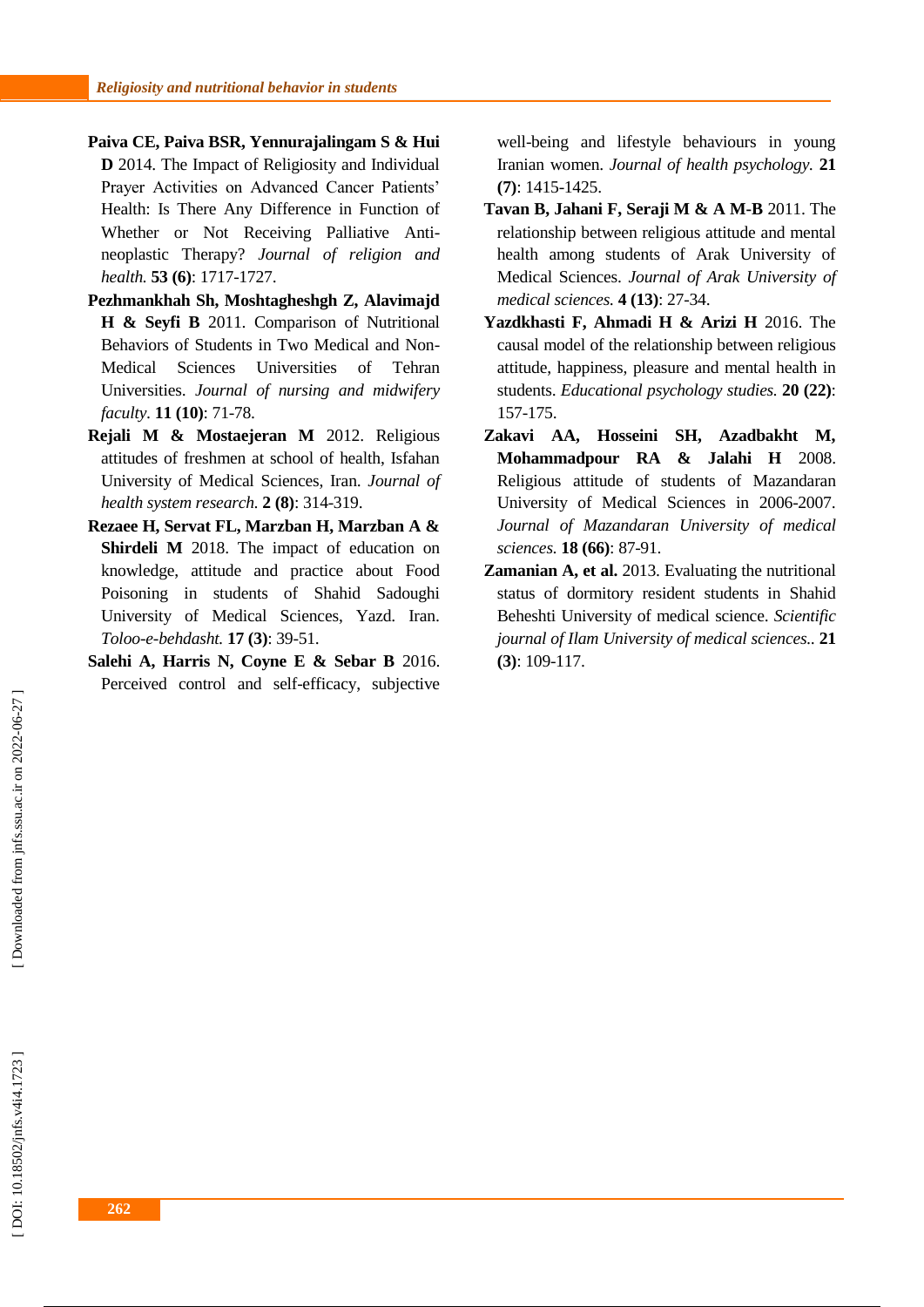**Paiva CE, Paiva BSR, Yennurajalingam S & Hui D** 2014. The Impact of Religiosity and Individual Prayer Activities on Advanced Cancer Patients' Health: Is There Any Difference in Function of Whether or Not Receiving Palliative Anti-neoplastic Therapy? *Journal of religion and health.* **53 (6)**: 1717-1727.

**Pezhmankhah Sh, Moshtagheshgh Z, Alavimajd H & Seyfi B** 2011. Comparison of Nutritional Behaviors of Students in Two Medical and Non-Medical Sciences Universities of Tehran Universities. *Journal of nursing and midwifery faculty.* **11 (10)**: 71-78.

**Rejali M & Mostaejeran M** 2012. Religious attitudes of freshmen at school of health, Isfahan University of Medical Sciences, Iran. *Journal of health system research.* **2 (8)**: 314-319.

**Rezaee H, Servat FL, Marzban H, Marzban A & Shirdeli M** 2018. The impact of education on knowledge, attitude and practice about Food Poisoning in students of Shahid Sadoughi University of Medical Sciences, Yazd. Iran. *Toloo-e-behdasht.* **17 (3)**: 39-51.

**Salehi A, Harris N, Coyne E & Sebar B** 2016. Perceived control and self-efficacy, subjective well-being and lifestyle behaviours in young Iranian women. *Journal of health psychology.* **21 (7)**: 1415-1425.

**Tavan B, Jahani F, Seraji M & A M-B** 2011. The relationship between religious attitude and mental health among students of Arak University of Medical Sciences. *Journal of Arak University of medical sciences.* **4 (13)**: 27-34.

**Yazdkhasti F, Ahmadi H & Arizi H** 2016. The causal model of the relationship between religious attitude, happiness, pleasure and mental health in students. *Educational psychology studies.* **20 (22)**: 157-175.

**Zakavi AA, Hosseini SH, Azadbakht M, Mohammadpour RA & Jalahi H** 2008. Religious attitude of students of Mazandaran University of Medical Sciences in 2006-2007. *Journal of Mazandaran University of medical sciences.* **18 (66)**: 87-91.

**Zamanian A, et al.** 2013. Evaluating the nutritional status of dormitory resident students in Shahid Beheshti University of medical science. *Scientific journal of Ilam University of medical sciences..* **21 (3)**: 109-117.